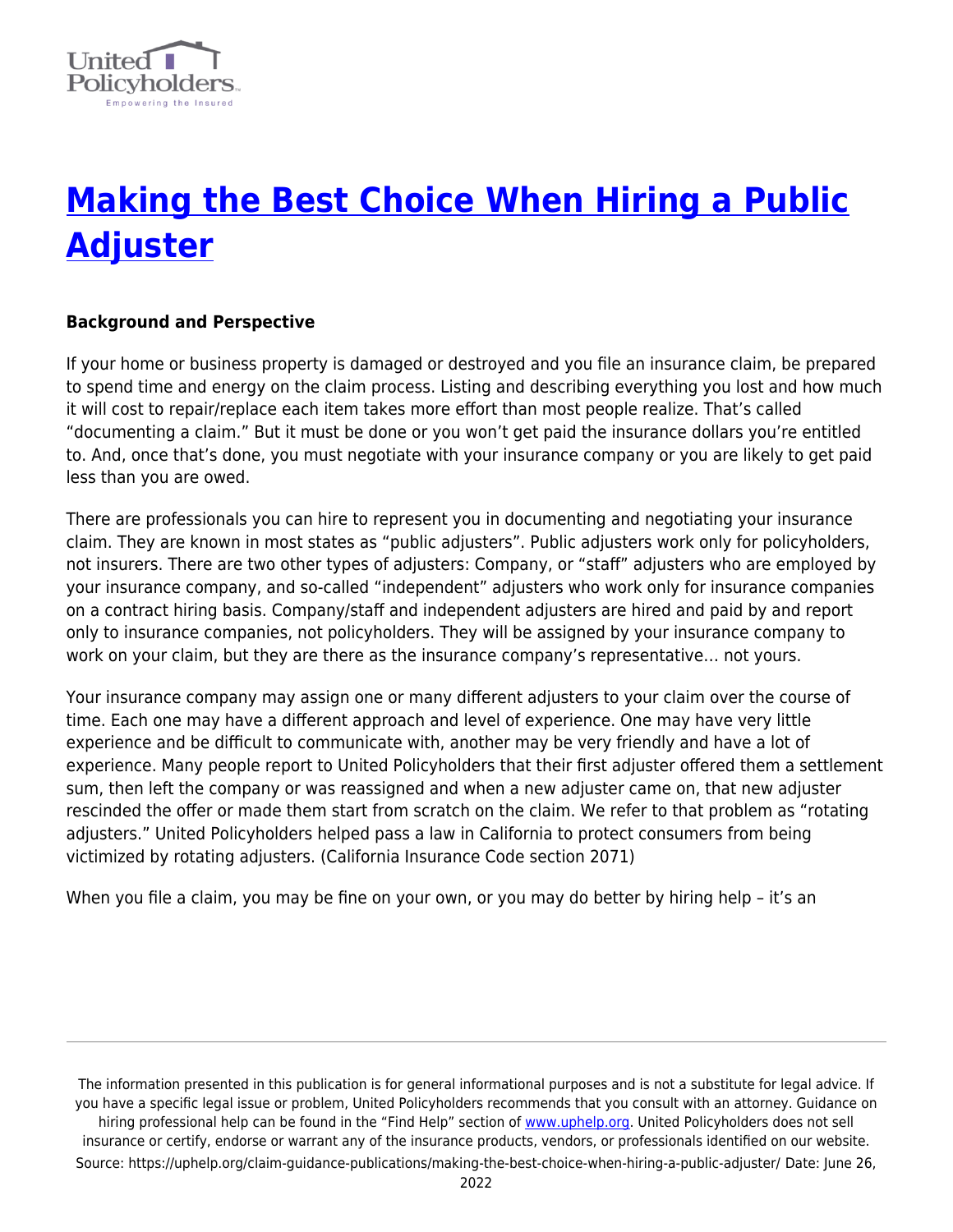# [Making the Best Choice When Hiring a Public Adjuster](https://uphelp.org/claim-guidance-publications/making-the-best-choice-when-hiring-a-public-adjuster/)

**Background and Perspective**

If your home or business property is damaged or destroyed and you file an insurance claim, be prepared to spend time and energy on the claim process. Listing and describing everything you lost and how much it will cost to repair/replace each item takes more effort than most people realize. That's called "documenting a claim." But it must be done or you won't get paid the insurance dollars you're entitled to. And, once that's done, you must negotiate with your insurance company or you are likely to get paid less than you are owed.

There are professionals you can hire to represent you in documenting and negotiating your insurance claim. They are known in most states as "public adjusters". Public adjusters work only for policyholders, not insurers. There are two other types of adjusters: Company, or "staff" adjusters who are employed by your insurance company, and so-called "independent" adjusters who work only for insurance companies on a contract hiring basis. Company/staff and independent adjusters are hired and paid by and report only to insurance companies, not policyholders. They will be assigned by your insurance company to work on your claim, but they are there as the insurance company's representative… not yours.

Your insurance company may assign one or many different adjusters to your claim over the course of time. Each one may have a different approach and level of experience. One may have very little experience and be difficult to communicate with, another may be very friendly and have a lot of experience. Many people report to United Policyholders that their first adjuster offered them a settlement sum, then left the company or was reassigned and when a new adjuster came on, that new adjuster rescinded the offer or made them start from scratch on the claim. We refer to that problem as "rotating adjusters." United Policyholders helped pass a law in California to protect consumers from being victimized by rotating adjusters. (California Insurance Code section 2071)

When you file a claim, you may be fine on your own, or you may do better by hiring help – it's an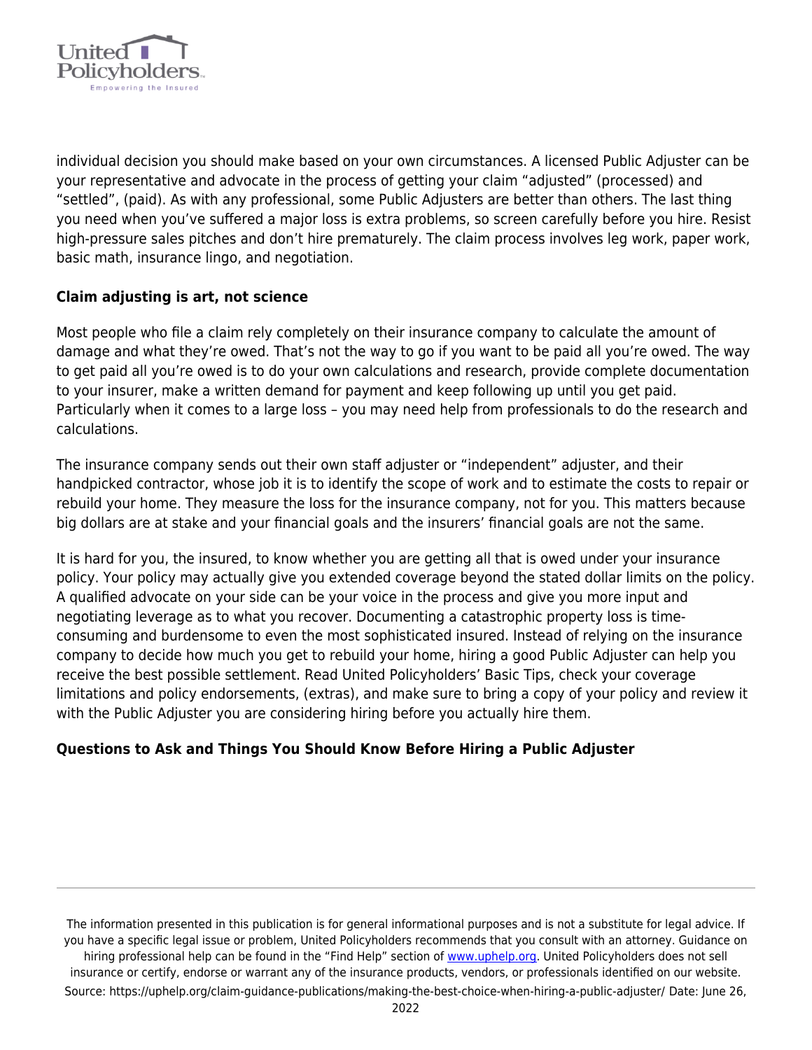individual decision you should make based on your own circumstances. A licensed Public Adjuster can be your representative and advocate in the process of getting your claim "adjusted" (processed) and "settled", (paid). As with any professional, some Public Adjusters are better than others. The last thing you need when you've suffered a major loss is extra problems, so screen carefully before you hire. Resist high-pressure sales pitches and don't hire prematurely. The claim process involves leg work, paper work, basic math, insurance lingo, and negotiation.

**Claim adjusting is art, not science**

Most people who file a claim rely completely on their insurance company to calculate the amount of damage and what they're owed. That's not the way to go if you want to be paid all you're owed. The way to get paid all you're owed is to do your own calculations and research, provide complete documentation to your insurer, make a written demand for payment and keep following up until you get paid. Particularly when it comes to a large loss – you may need help from professionals to do the research and calculations.

The insurance company sends out their own staff adjuster or "independent" adjuster, and their handpicked contractor, whose job it is to identify the scope of work and to estimate the costs to repair or rebuild your home. They measure the loss for the insurance company, not for you. This matters because big dollars are at stake and your financial goals and the insurers' financial goals are not the same.

It is hard for you, the insured, to know whether you are getting all that is owed under your insurance policy. Your policy may actually give you extended coverage beyond the stated dollar limits on the policy. A qualified advocate on your side can be your voice in the process and give you more input and negotiating leverage as to what you recover. Documenting a catastrophic property loss is time-consuming and burdensome to even the most sophisticated insured. Instead of relying on the insurance company to decide how much you get to rebuild your home, hiring a good Public Adjuster can help you receive the best possible settlement. Read United Policyholders' Basic Tips, check your coverage limitations and policy endorsements, (extras), and make sure to bring a copy of your policy and review it with the Public Adjuster you are considering hiring before you actually hire them.

**Questions to Ask and Things You Should Know Before Hiring a Public Adjuster**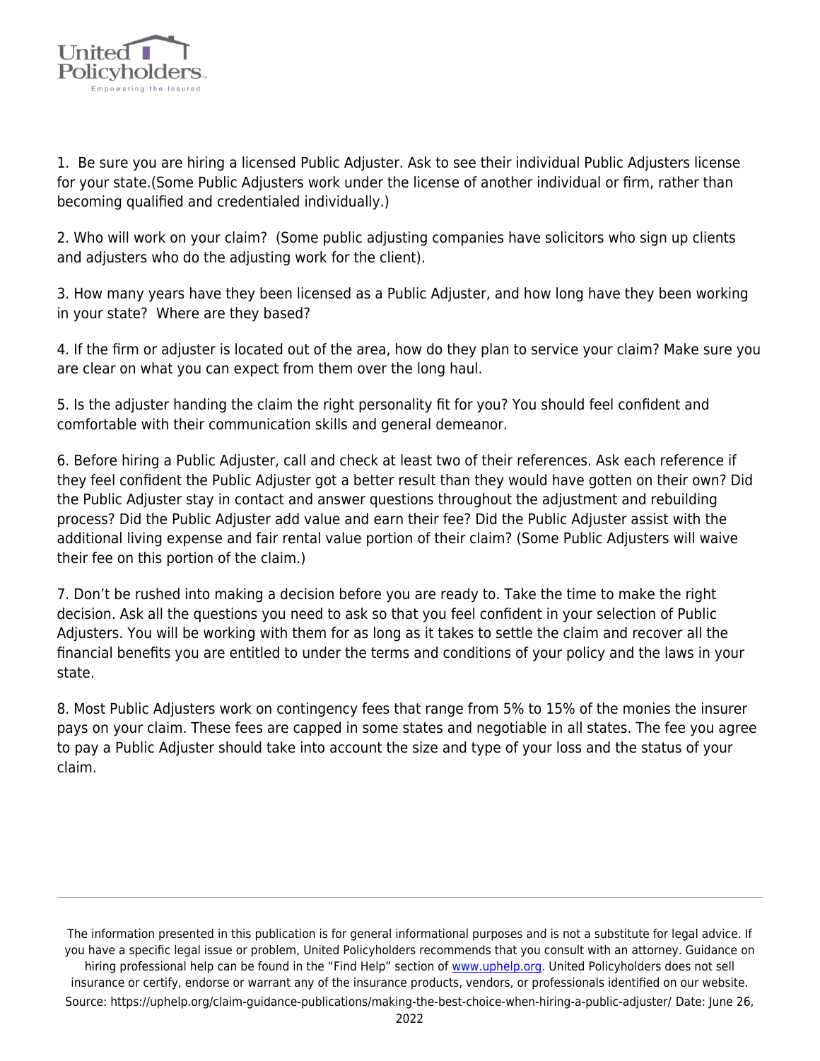1. Be sure you are hiring a licensed Public Adjuster. Ask to see their individual Public Adjusters license for your state.(Some Public Adjusters work under the license of another individual or firm, rather than becoming qualified and credentialed individually.)

2. Who will work on your claim? (Some public adjusting companies have solicitors who sign up clients and adjusters who do the adjusting work for the client).

3. How many years have they been licensed as a Public Adjuster, and how long have they been working in your state? Where are they based?

4. If the firm or adjuster is located out of the area, how do they plan to service your claim? Make sure you are clear on what you can expect from them over the long haul.

5. Is the adjuster handing the claim the right personality fit for you? You should feel confident and comfortable with their communication skills and general demeanor.

6. Before hiring a Public Adjuster, call and check at least two of their references. Ask each reference if they feel confident the Public Adjuster got a better result than they would have gotten on their own? Did the Public Adjuster stay in contact and answer questions throughout the adjustment and rebuilding process? Did the Public Adjuster add value and earn their fee? Did the Public Adjuster assist with the additional living expense and fair rental value portion of their claim? (Some Public Adjusters will waive their fee on this portion of the claim.)

7. Don't be rushed into making a decision before you are ready to. Take the time to make the right decision. Ask all the questions you need to ask so that you feel confident in your selection of Public Adjusters. You will be working with them for as long as it takes to settle the claim and recover all the financial benefits you are entitled to under the terms and conditions of your policy and the laws in your state.

8. Most Public Adjusters work on contingency fees that range from 5% to 15% of the monies the insurer pays on your claim. These fees are capped in some states and negotiable in all states. The fee you agree to pay a Public Adjuster should take into account the size and type of your loss and the status of your claim.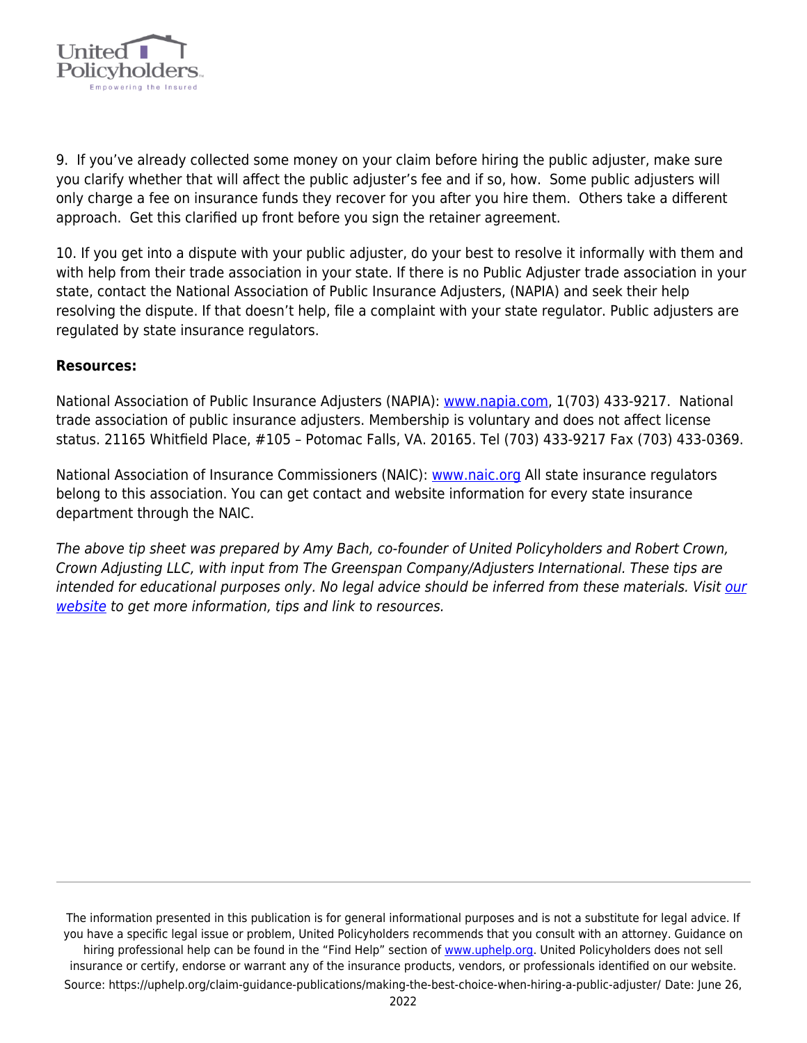9. If you've already collected some money on your claim before hiring the public adjuster, make sure you clarify whether that will affect the public adjuster's fee and if so, how. Some public adjusters will only charge a fee on insurance funds they recover for you after you hire them. Others take a different approach. Get this clarified up front before you sign the retainer agreement.

10. If you get into a dispute with your public adjuster, do your best to resolve it informally with them and with help from their trade association in your state. If there is no Public Adjuster trade association in your state, contact the National Association of Public Insurance Adjusters, (NAPIA) and seek their help resolving the dispute. If that doesn't help, file a complaint with your state regulator. Public adjusters are regulated by state insurance regulators.

**Resources:**

National Association of Public Insurance Adjusters (NAPIA): www.napia.com, 1(703) 433-9217. National trade association of public insurance adjusters. Membership is voluntary and does not affect license status. 21165 Whitfield Place, #105 – Potomac Falls, VA. 20165. Tel (703) 433-9217 Fax (703) 433-0369.

National Association of Insurance Commissioners (NAIC): www.naic.org All state insurance regulators belong to this association. You can get contact and website information for every state insurance department through the NAIC.

*The above tip sheet was prepared by Amy Bach, co-founder of United Policyholders and Robert Crown, Crown Adjusting LLC, with input from The Greenspan Company/Adjusters International. These tips are intended for educational purposes only. No legal advice should be inferred from these materials. Visit our website to get more information, tips and link to resources.*

The information presented in this publication is for general informational purposes and is not a substitute for legal advice. If you have a specific legal issue or problem, United Policyholders recommends that you consult with an attorney. Guidance on hiring professional help can be found in the "Find Help" section of www.uphelp.org. United Policyholders does not sell insurance or certify, endorse or warrant any of the insurance products, vendors, or professionals identified on our website. Source: https://uphelp.org/claim-guidance-publications/making-the-best-choice-when-hiring-a-public-adjuster/ Date: June 26, 2022